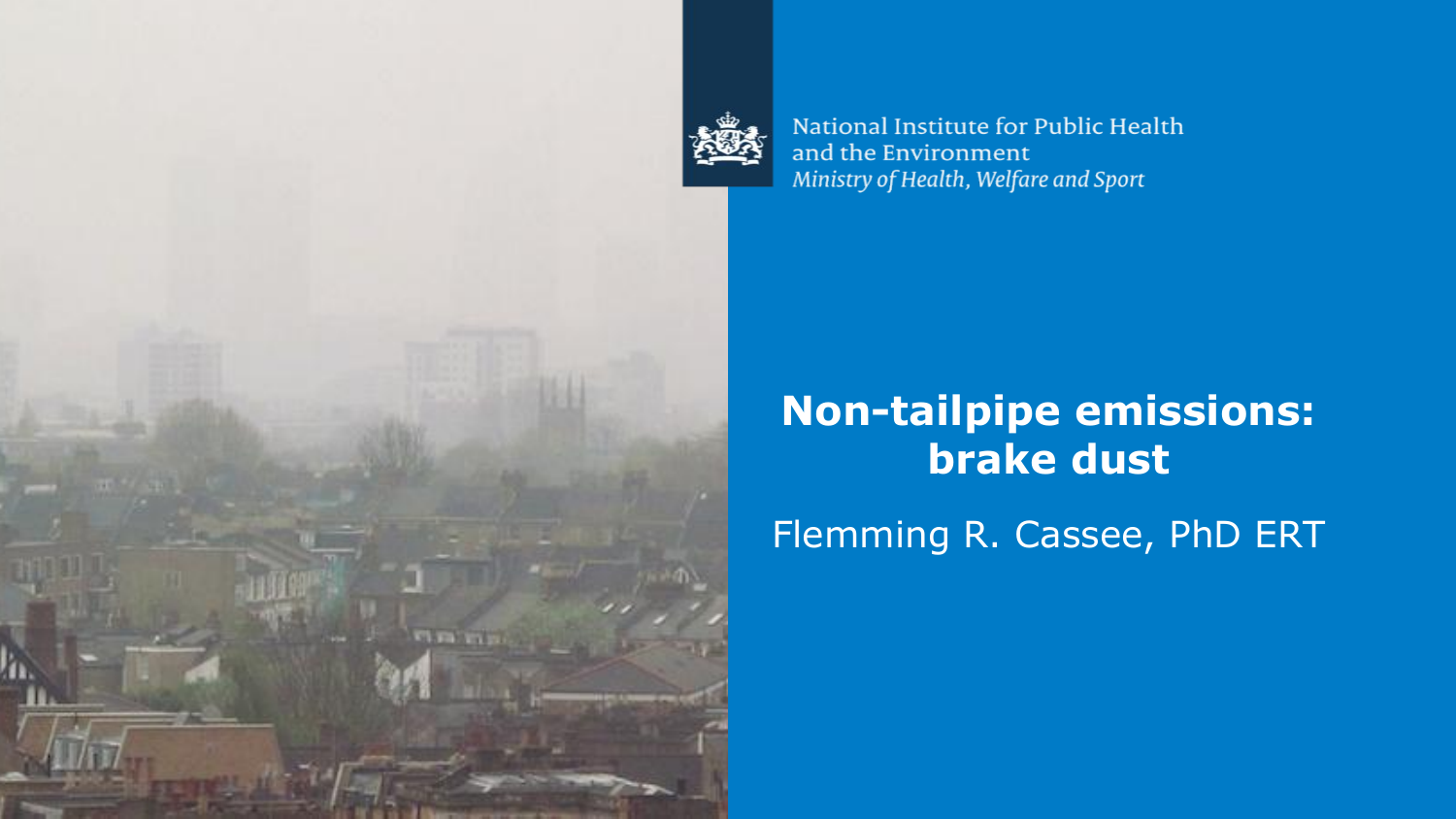National Institute for Public Health
and the Environment
*Ministry of Health, Welfare and Sport*

# Non-tailpipe emissions: brake dust

Flemming R. Cassee, PhD ERT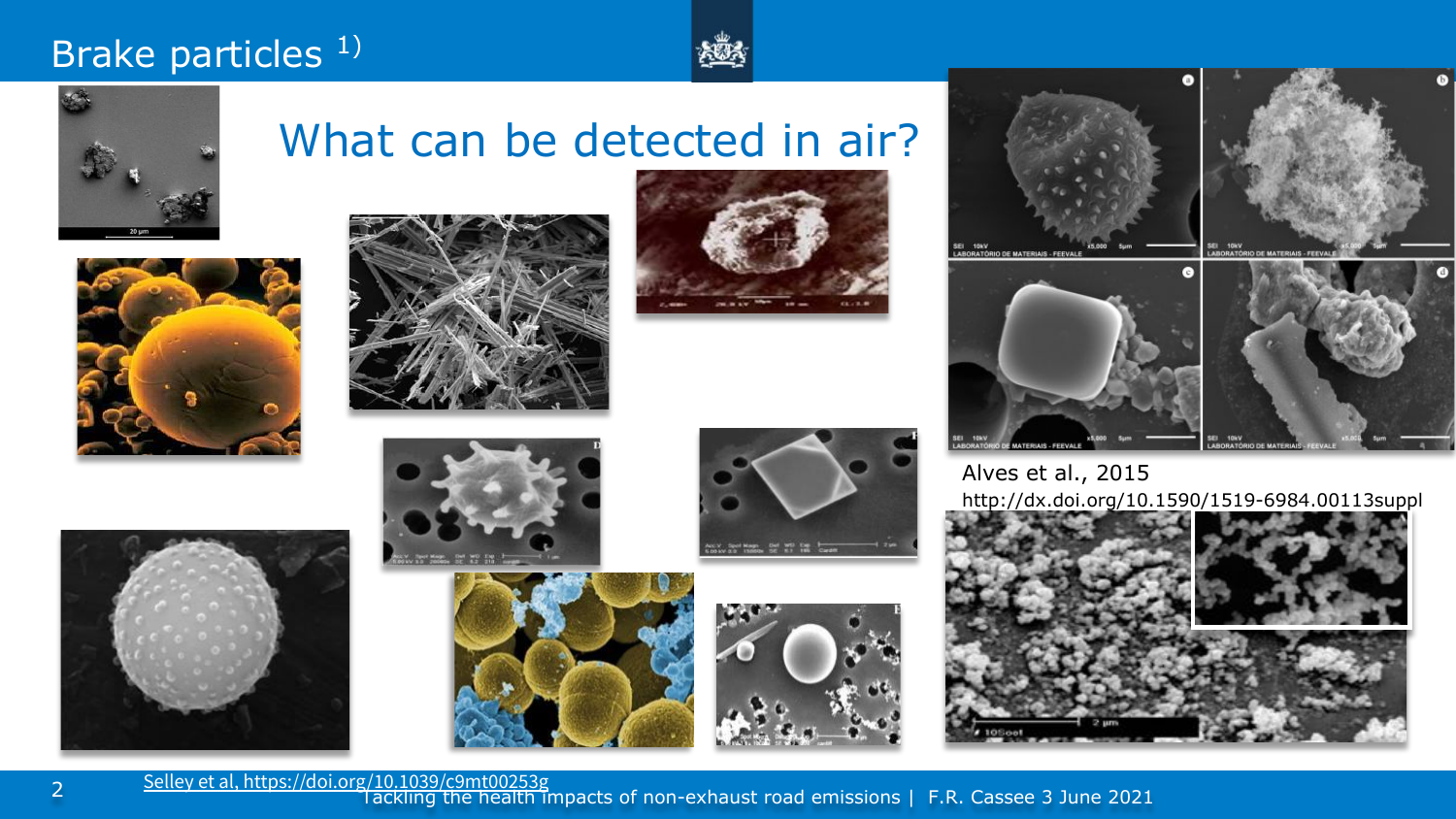# Brake particles [1)]

## What can be detected in air?

Alves et al., 2015
http://dx.doi.org/10.1590/1519-6984.00113suppl

Selley et al, https://doi.org/10.1039/c9mt00253g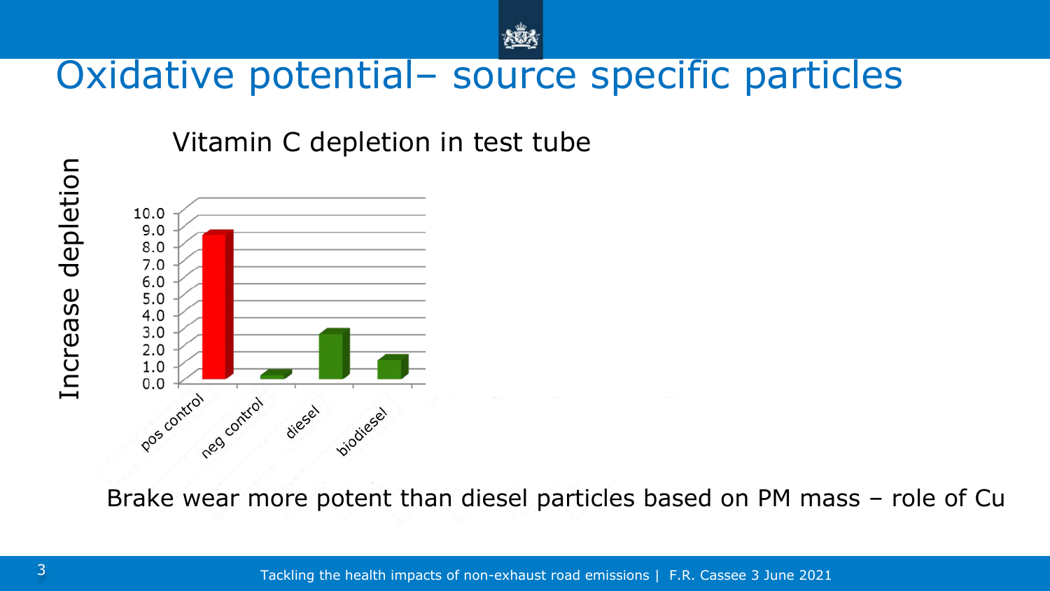# Oxidative potential– source specific particles

Vitamin C depletion in test tube

Increase depletion

10.0
9.0
8.0
7.0
6.0
5.0
4.0
3.0
2.0
1.0
0.0

pos control
neg control
diesel
biodiesel

Brake wear more potent than diesel particles based on PM mass – role of Cu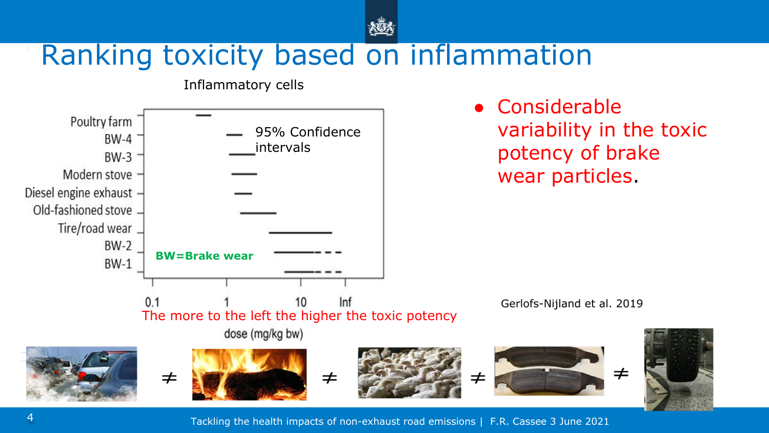# Ranking toxicity based on inflammation

Inflammatory cells

Poultry farm
BW-4
BW-3
Modern stove
Diesel engine exhaust
Old-fashioned stove
Tire/road wear
BW-2
BW-1

95% Confidence intervals

BW=Brake wear

0.1 1 10 Inf

The more to the left the higher the toxic potency

dose (mg/kg bw)

- Considerable variability in the toxic potency of brake wear particles.

Gerlofs-Nijland et al. 2019

≠ ≠ ≠ ≠

Tackling the health impacts of non-exhaust road emissions | F.R. Cassee 3 June 2021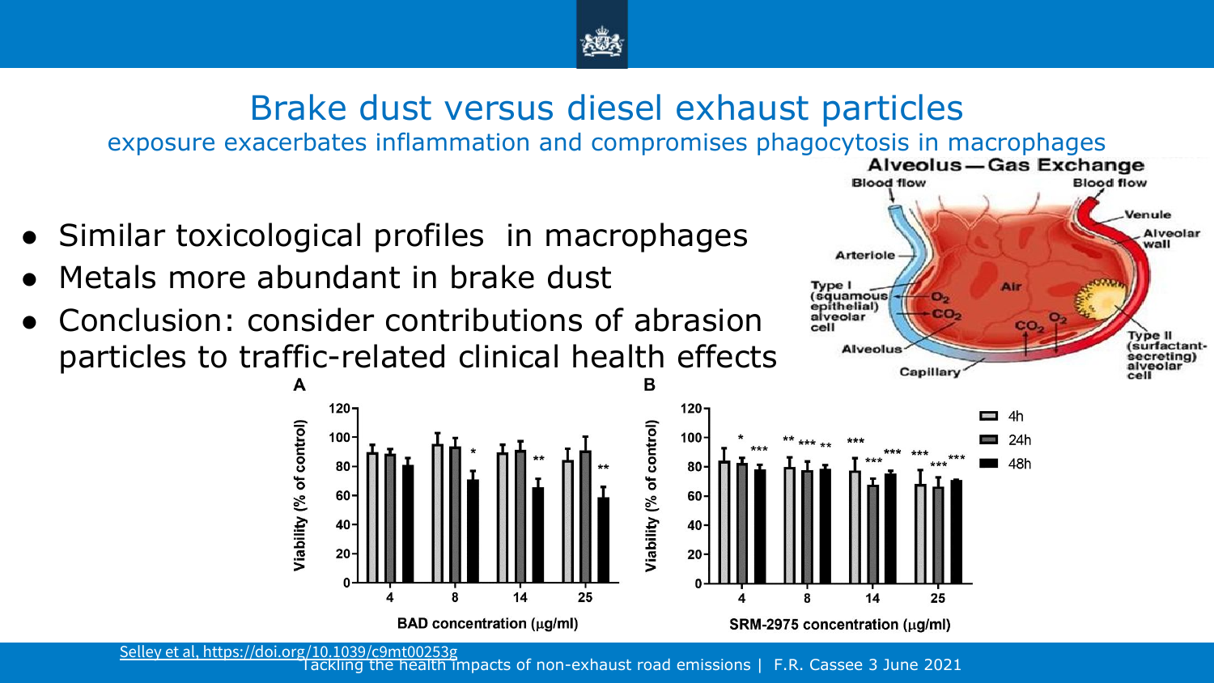# Brake dust versus diesel exhaust particles

exposure exacerbates inflammation and compromises phagocytosis in macrophages

- Similar toxicological profiles in macrophages
- Metals more abundant in brake dust
- Conclusion: consider contributions of abrasion particles to traffic-related clinical health effects

Selley et al, https://doi.org/10.1039/c9mt00253g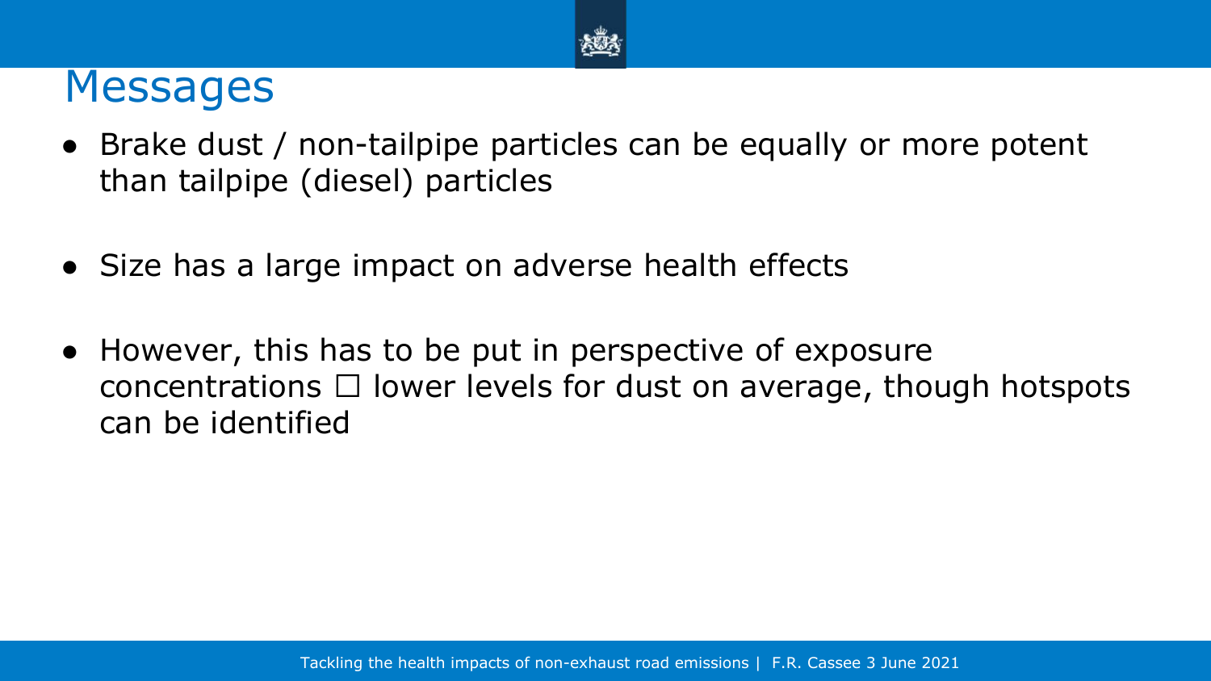# Messages

- Brake dust / non-tailpipe particles can be equally or more potent than tailpipe (diesel) particles
- Size has a large impact on adverse health effects
- However, this has to be put in perspective of exposure concentrations ☐ lower levels for dust on average, though hotspots can be identified